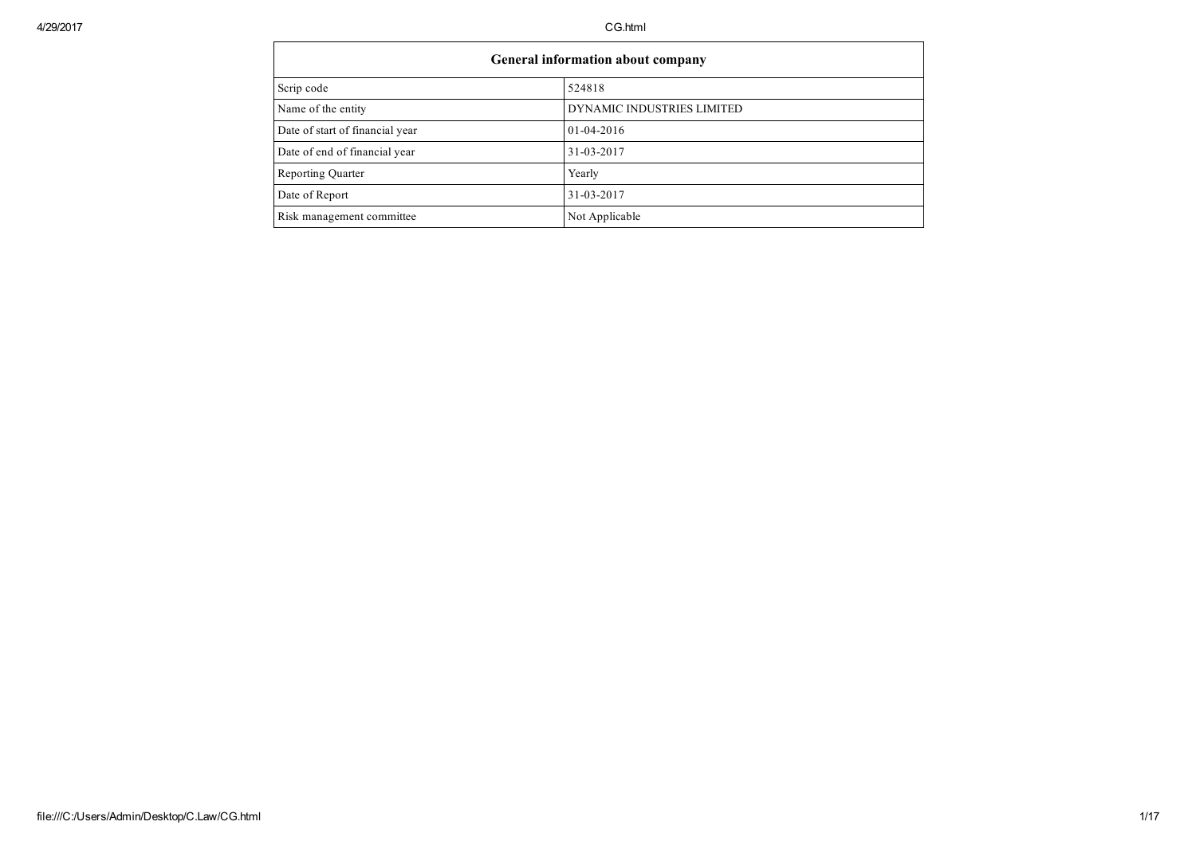| General information about company | |
|---|---|
| Scrip code | 524818 |
| Name of the entity | DYNAMIC INDUSTRIES LIMITED |
| Date of start of financial year | 01-04-2016 |
| Date of end of financial year | 31-03-2017 |
| Reporting Quarter | Yearly |
| Date of Report | 31-03-2017 |
| Risk management committee | Not Applicable |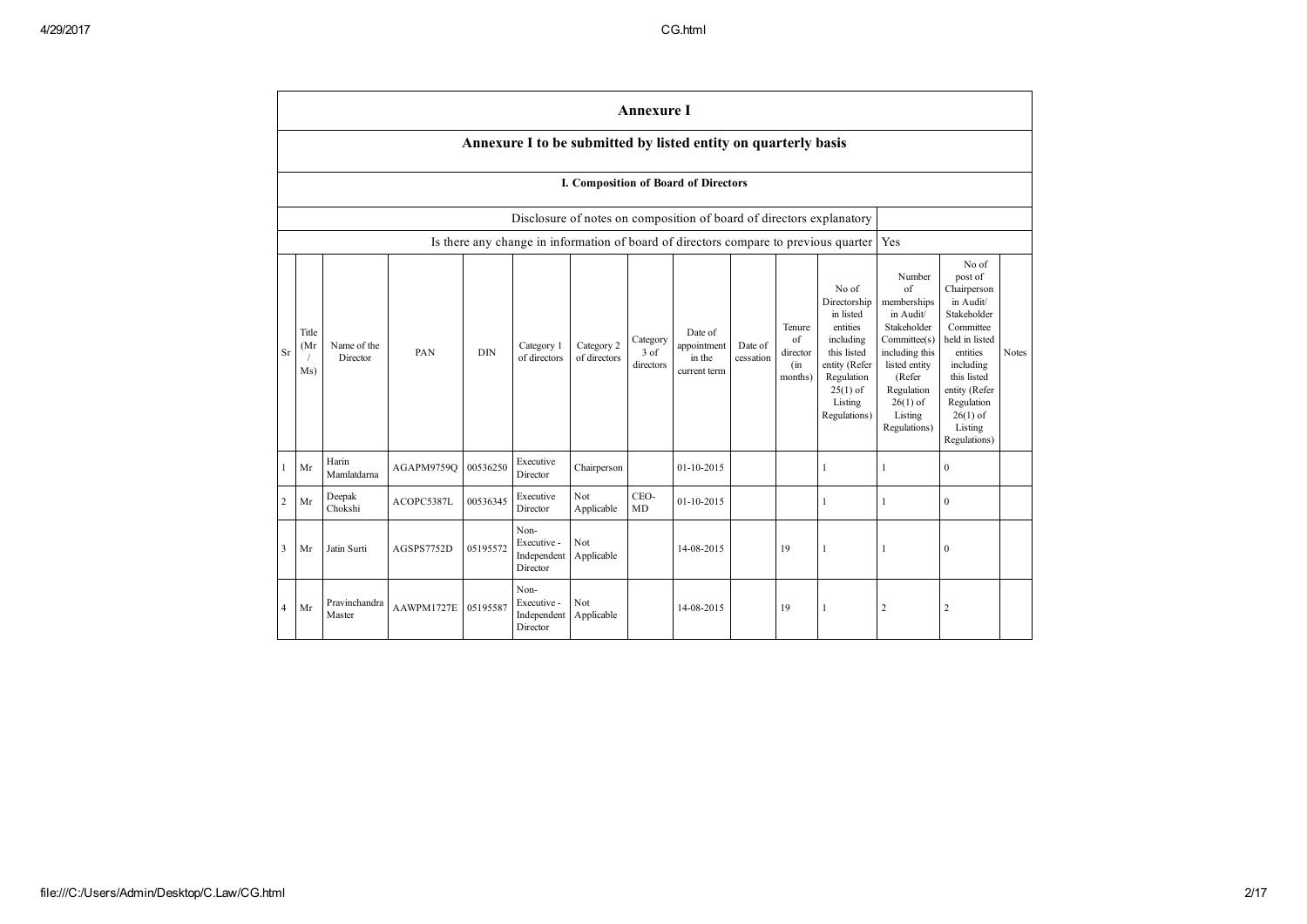# Annexure I

## Annexure I to be submitted by listed entity on quarterly basis

### I. Composition of Board of Directors

| Disclosure of notes on composition of board of directors explanatory | |
|---|---|
| Is there any change in information of board of directors compare to previous quarter | Yes |

| Sr | Title (Mr / Ms) | Name of the Director | PAN | DIN | Category 1 of directors | Category 2 of directors | Category 3 of directors | Date of appointment in the current term | Date of cessation | Tenure of director (in months) | No of Directorship in listed entities including this listed entity (Refer Regulation 25(1) of Listing Regulations) | Number of memberships in Audit/ Stakeholder Committee(s) including this listed entity (Refer Regulation 26(1) of Listing Regulations) | No of post of Chairperson in Audit/ Stakeholder Committee held in listed entities including this listed entity (Refer Regulation 26(1) of Listing Regulations) | Notes |
|---|---|---|---|---|---|---|---|---|---|---|---|---|---|---|
| 1 | Mr | Harin Mamlatdarna | AGAPM9759Q | 00536250 | Executive Director | Chairperson | | 01-10-2015 | | | 1 | 1 | 0 | |
| 2 | Mr | Deepak Chokshi | ACOPC5387L | 00536345 | Executive Director | Not Applicable | CEO-MD | 01-10-2015 | | | 1 | 1 | 0 | |
| 3 | Mr | Jatin Surti | AGSPS7752D | 05195572 | Non-Executive - Independent Director | Not Applicable | | 14-08-2015 | | 19 | 1 | 1 | 0 | |
| 4 | Mr | Pravinchandra Master | AAWPM1727E | 05195587 | Non-Executive - Independent Director | Not Applicable | | 14-08-2015 | | 19 | 1 | 2 | 2 | |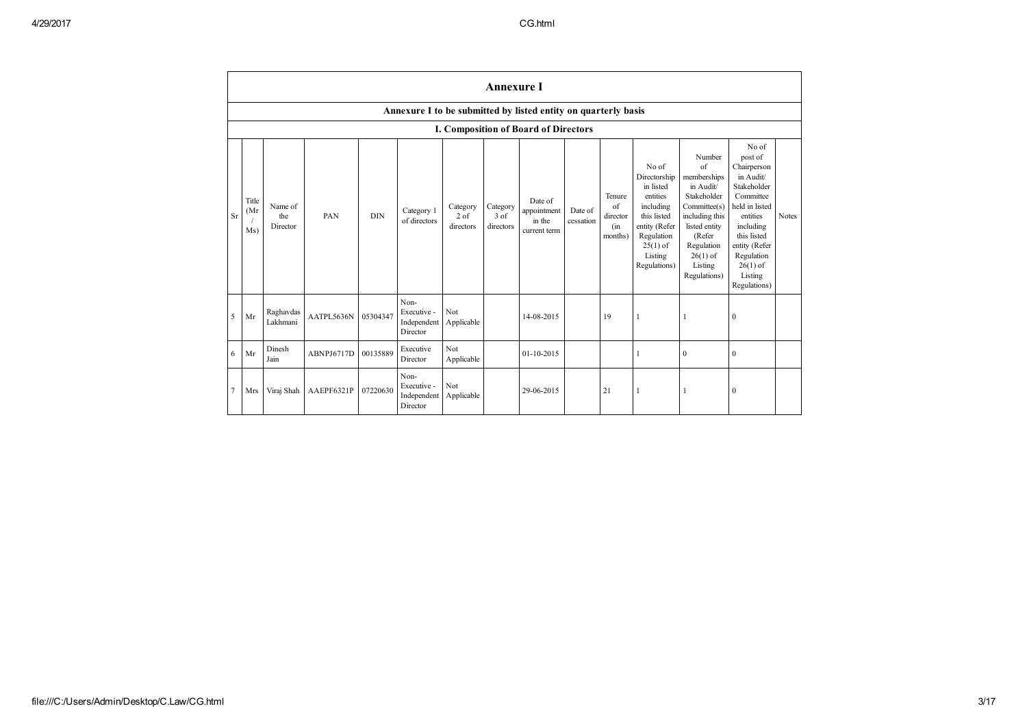| Annexure I | | | | | | | | | | | | | | |
|---|---|---|---|---|---|---|---|---|---|---|---|---|---|---|
| Annexure I to be submitted by listed entity on quarterly basis | | | | | | | | | | | | | | |
| I. Composition of Board of Directors | | | | | | | | | | | | | | |
| Sr | Title (Mr / Ms) | Name of the Director | PAN | DIN | Category 1 of directors | Category 2 of directors | Category 3 of directors | Date of appointment in the current term | Date of cessation | Tenure of director (in months) | No of Directorship in listed entities including this listed entity (Refer Regulation 25(1) of Listing Regulations) | Number of memberships in Audit/ Stakeholder Committee(s) including this listed entity (Refer Regulation 26(1) of Listing Regulations) | No of post of Chairperson in Audit/ Stakeholder Committee held in listed entities including this listed entity (Refer Regulation 26(1) of Listing Regulations) | Notes |
| 5 | Mr | Raghavdas Lakhmani | AATPL5636N | 05304347 | Non-Executive - Independent Director | Not Applicable | | 14-08-2015 | | 19 | 1 | 1 | 0 | |
| 6 | Mr | Dinesh Jain | ABNPJ6717D | 00135889 | Executive Director | Not Applicable | | 01-10-2015 | | | 1 | 0 | 0 | |
| 7 | Mrs | Viraj Shah | AAEPF6321P | 07220630 | Non-Executive - Independent Director | Not Applicable | | 29-06-2015 | | 21 | 1 | 1 | 0 | |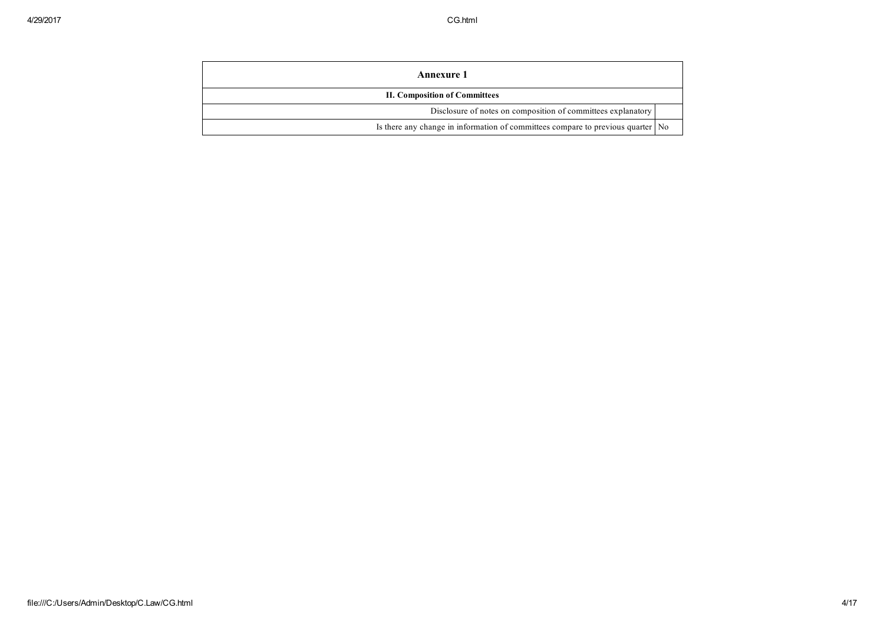| Annexure 1 | |
|---|---|
| **II. Composition of Committees** | |
| Disclosure of notes on composition of committees explanatory | |
| Is there any change in information of committees compare to previous quarter | No |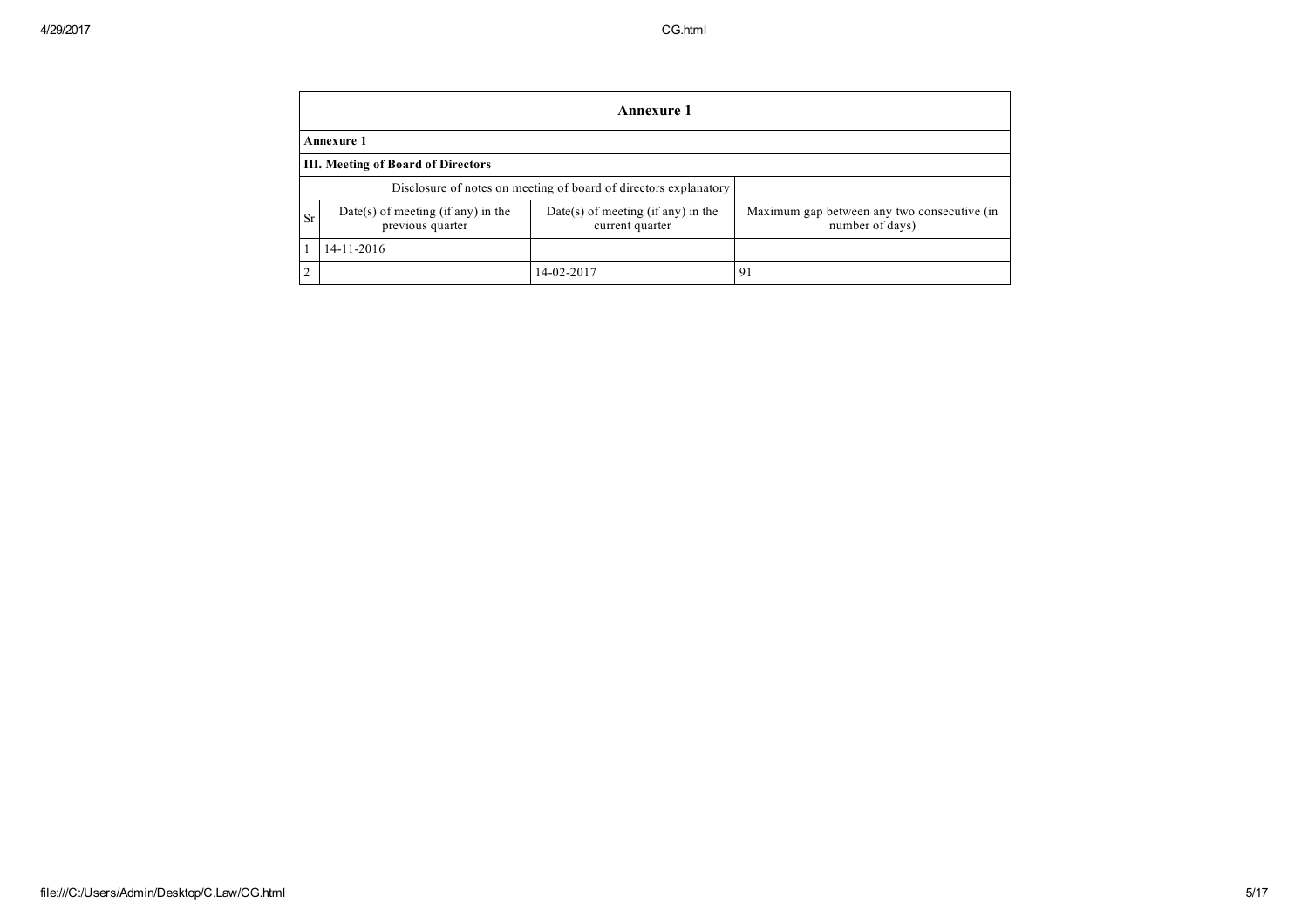| Annexure 1 | | | |
|---|---|---|---|
| **Annexure 1** | | | |
| **III. Meeting of Board of Directors** | | | |
| Disclosure of notes on meeting of board of directors explanatory | | | |
| Sr | Date(s) of meeting (if any) in the previous quarter | Date(s) of meeting (if any) in the current quarter | Maximum gap between any two consecutive (in number of days) |
| 1 | 14-11-2016 | | |
| 2 | | 14-02-2017 | 91 |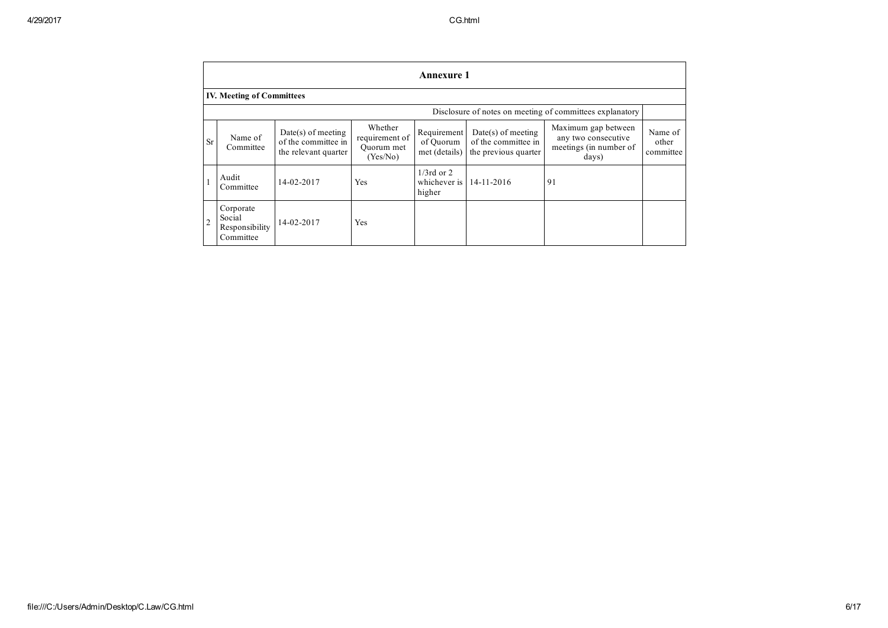## Annexure 1

### IV. Meeting of Committees

Disclosure of notes on meeting of committees explanatory

| Sr | Name of Committee | Date(s) of meeting of the committee in the relevant quarter | Whether requirement of Quorum met (Yes/No) | Requirement of Quorum met (details) | Date(s) of meeting of the committee in the previous quarter | Maximum gap between any two consecutive meetings (in number of days) | Name of other committee |
|---|---|---|---|---|---|---|---|
| 1 | Audit Committee | 14-02-2017 | Yes | 1/3rd or 2 whichever is higher | 14-11-2016 | 91 | |
| 2 | Corporate Social Responsibility Committee | 14-02-2017 | Yes | | | | |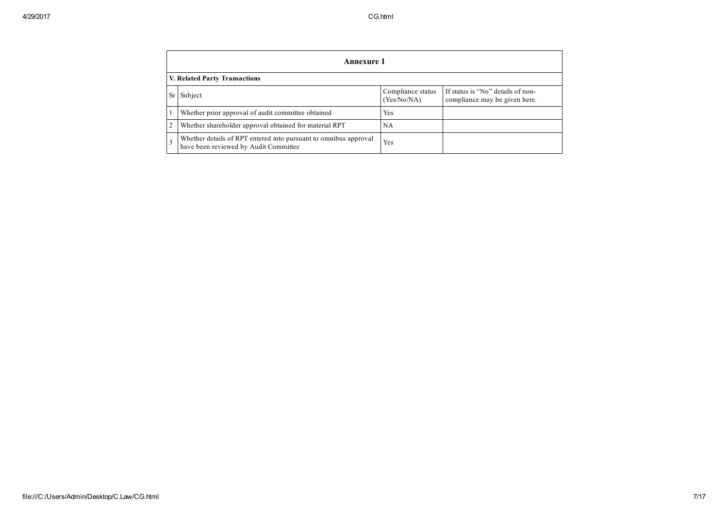## Annexure 1

### V. Related Party Transactions

| Sr | Subject | Compliance status (Yes/No/NA) | If status is "No" details of non-compliance may be given here. |
|---|---|---|---|
| 1 | Whether prior approval of audit committee obtained | Yes | |
| 2 | Whether shareholder approval obtained for material RPT | NA | |
| 3 | Whether details of RPT entered into pursuant to omnibus approval have been reviewed by Audit Committee | Yes | |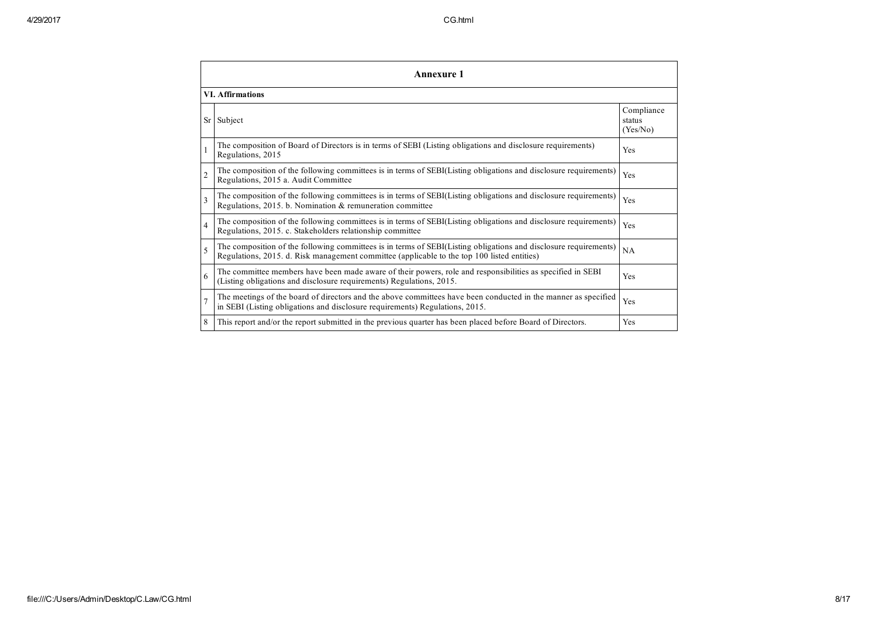## Annexure 1

### VI. Affirmations

| Sr | Subject | Compliance status (Yes/No) |
|---|---|---|
| 1 | The composition of Board of Directors is in terms of SEBI (Listing obligations and disclosure requirements) Regulations, 2015 | Yes |
| 2 | The composition of the following committees is in terms of SEBI(Listing obligations and disclosure requirements) Regulations, 2015 a. Audit Committee | Yes |
| 3 | The composition of the following committees is in terms of SEBI(Listing obligations and disclosure requirements) Regulations, 2015. b. Nomination & remuneration committee | Yes |
| 4 | The composition of the following committees is in terms of SEBI(Listing obligations and disclosure requirements) Regulations, 2015. c. Stakeholders relationship committee | Yes |
| 5 | The composition of the following committees is in terms of SEBI(Listing obligations and disclosure requirements) Regulations, 2015. d. Risk management committee (applicable to the top 100 listed entities) | NA |
| 6 | The committee members have been made aware of their powers, role and responsibilities as specified in SEBI (Listing obligations and disclosure requirements) Regulations, 2015. | Yes |
| 7 | The meetings of the board of directors and the above committees have been conducted in the manner as specified in SEBI (Listing obligations and disclosure requirements) Regulations, 2015. | Yes |
| 8 | This report and/or the report submitted in the previous quarter has been placed before Board of Directors. | Yes |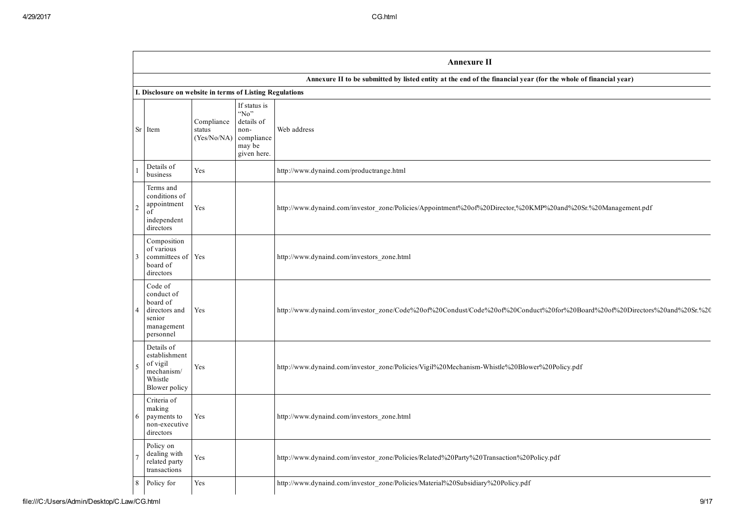## Annexure II

**Annexure II to be submitted by listed entity at the end of the financial year (for the whole of financial year)**

**I. Disclosure on website in terms of Listing Regulations**

| Sr | Item | Compliance status (Yes/No/NA) | If status is "No" details of non-compliance may be given here. | Web address |
|---|---|---|---|---|
| 1 | Details of business | Yes | | http://www.dynaind.com/productrange.html |
| 2 | Terms and conditions of appointment of independent directors | Yes | | http://www.dynaind.com/investor_zone/Policies/Appointment%20of%20Director,%20KMP%20and%20Sr.%20Management.pdf |
| 3 | Composition of various committees of board of directors | Yes | | http://www.dynaind.com/investors_zone.html |
| 4 | Code of conduct of board of directors and senior management personnel | Yes | | http://www.dynaind.com/investor_zone/Code%20of%20Condust/Code%20of%20Conduct%20for%20Board%20of%20Directors%20and%20Sr.%20 |
| 5 | Details of establishment of vigil mechanism/ Whistle Blower policy | Yes | | http://www.dynaind.com/investor_zone/Policies/Vigil%20Mechanism-Whistle%20Blower%20Policy.pdf |
| 6 | Criteria of making payments to non-executive directors | Yes | | http://www.dynaind.com/investors_zone.html |
| 7 | Policy on dealing with related party transactions | Yes | | http://www.dynaind.com/investor_zone/Policies/Related%20Party%20Transaction%20Policy.pdf |
| 8 | Policy for | Yes | | http://www.dynaind.com/investor_zone/Policies/Material%20Subsidiary%20Policy.pdf |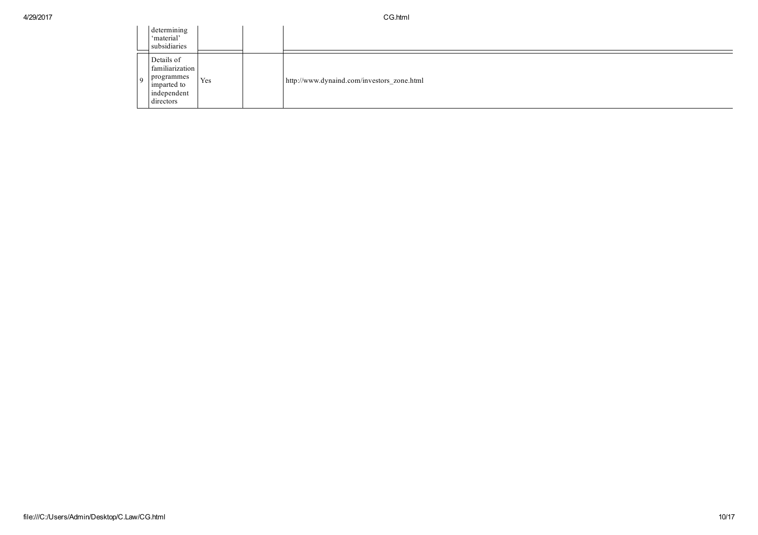| | | | | |
|---|---|---|---|---|
| | determining 'material' subsidiaries | | | |
| 9 | Details of familiarization programmes imparted to independent directors | Yes | | http://www.dynaind.com/investors_zone.html |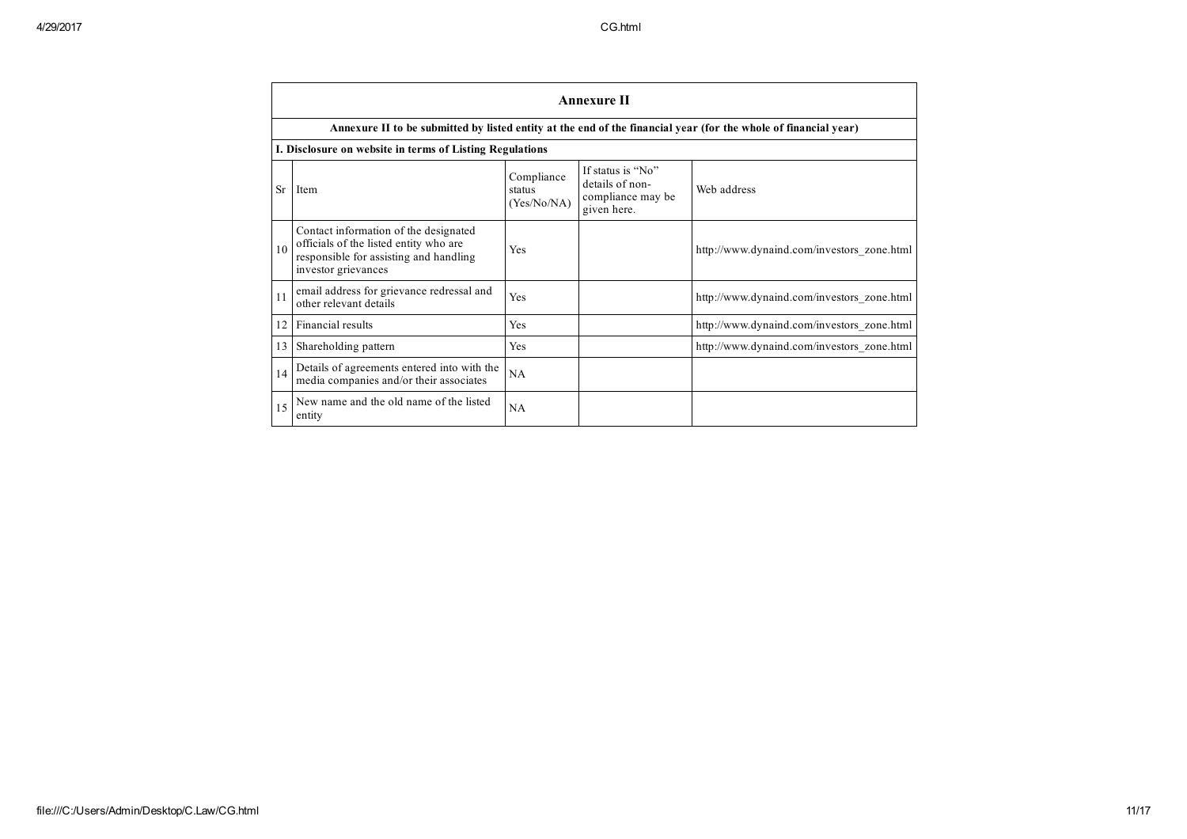| Annexure II | | | | |
|---|---|---|---|---|
| Annexure II to be submitted by listed entity at the end of the financial year (for the whole of financial year) | | | | |
| I. Disclosure on website in terms of Listing Regulations | | | | |
| Sr | Item | Compliance status (Yes/No/NA) | If status is "No" details of non-compliance may be given here. | Web address |
| 10 | Contact information of the designated officials of the listed entity who are responsible for assisting and handling investor grievances | Yes | | http://www.dynaind.com/investors_zone.html |
| 11 | email address for grievance redressal and other relevant details | Yes | | http://www.dynaind.com/investors_zone.html |
| 12 | Financial results | Yes | | http://www.dynaind.com/investors_zone.html |
| 13 | Shareholding pattern | Yes | | http://www.dynaind.com/investors_zone.html |
| 14 | Details of agreements entered into with the media companies and/or their associates | NA | | |
| 15 | New name and the old name of the listed entity | NA | | |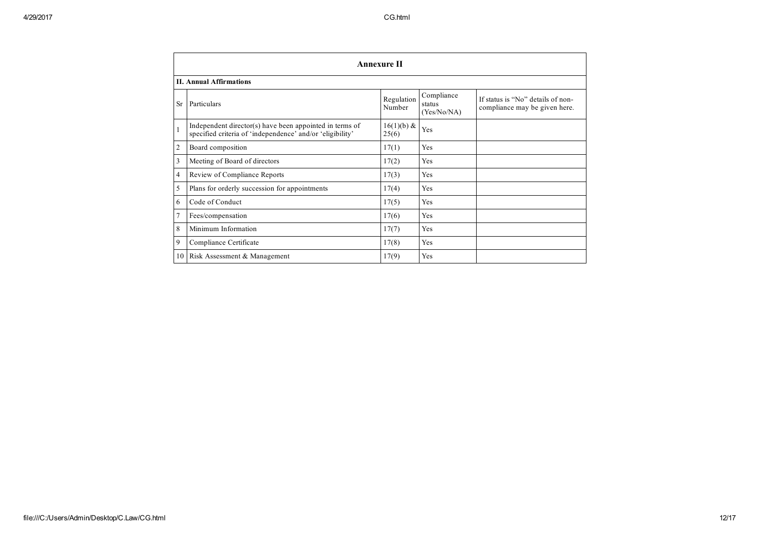## Annexure II

### II. Annual Affirmations

| Sr | Particulars | Regulation Number | Compliance status (Yes/No/NA) | If status is "No" details of non-compliance may be given here. |
|---|---|---|---|---|
| 1 | Independent director(s) have been appointed in terms of specified criteria of 'independence' and/or 'eligibility' | 16(1)(b) & 25(6) | Yes | |
| 2 | Board composition | 17(1) | Yes | |
| 3 | Meeting of Board of directors | 17(2) | Yes | |
| 4 | Review of Compliance Reports | 17(3) | Yes | |
| 5 | Plans for orderly succession for appointments | 17(4) | Yes | |
| 6 | Code of Conduct | 17(5) | Yes | |
| 7 | Fees/compensation | 17(6) | Yes | |
| 8 | Minimum Information | 17(7) | Yes | |
| 9 | Compliance Certificate | 17(8) | Yes | |
| 10 | Risk Assessment & Management | 17(9) | Yes | |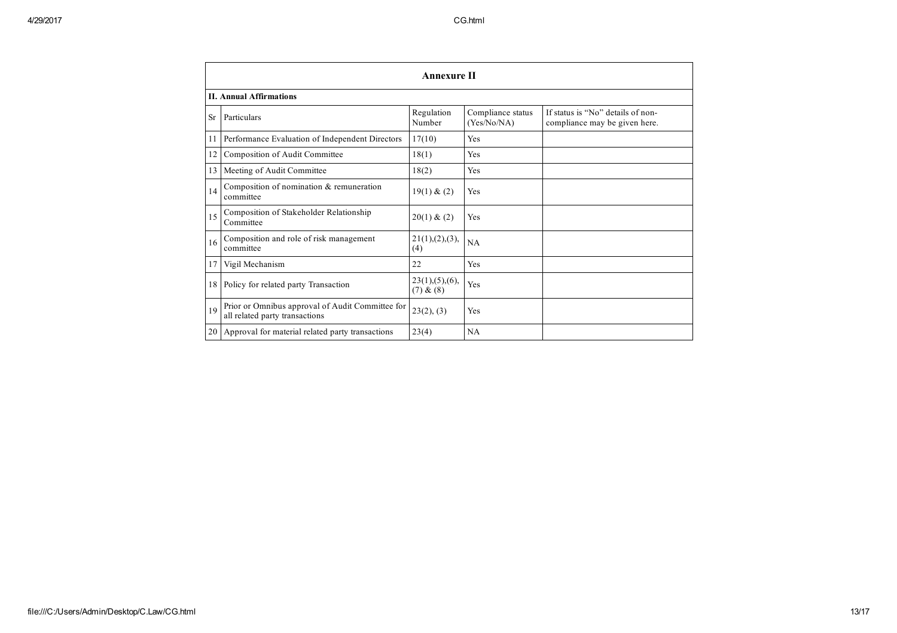## Annexure II

### II. Annual Affirmations

| Sr | Particulars | Regulation Number | Compliance status (Yes/No/NA) | If status is "No" details of non-compliance may be given here. |
|---|---|---|---|---|
| 11 | Performance Evaluation of Independent Directors | 17(10) | Yes | |
| 12 | Composition of Audit Committee | 18(1) | Yes | |
| 13 | Meeting of Audit Committee | 18(2) | Yes | |
| 14 | Composition of nomination & remuneration committee | 19(1) & (2) | Yes | |
| 15 | Composition of Stakeholder Relationship Committee | 20(1) & (2) | Yes | |
| 16 | Composition and role of risk management committee | 21(1),(2),(3),(4) | NA | |
| 17 | Vigil Mechanism | 22 | Yes | |
| 18 | Policy for related party Transaction | 23(1),(5),(6),(7) & (8) | Yes | |
| 19 | Prior or Omnibus approval of Audit Committee for all related party transactions | 23(2), (3) | Yes | |
| 20 | Approval for material related party transactions | 23(4) | NA | |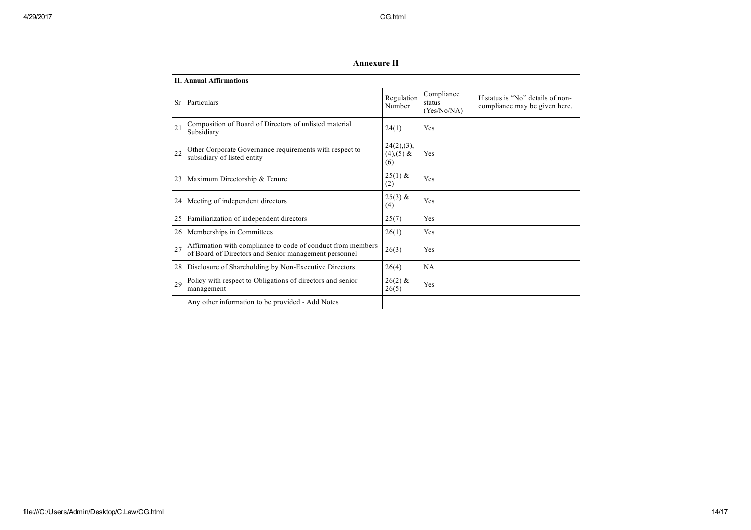| Annexure II | | | | |
|---|---|---|---|---|
| **II. Annual Affirmations** | | | | |
| Sr | Particulars | Regulation Number | Compliance status (Yes/No/NA) | If status is "No" details of non-compliance may be given here. |
| 21 | Composition of Board of Directors of unlisted material Subsidiary | 24(1) | Yes | |
| 22 | Other Corporate Governance requirements with respect to subsidiary of listed entity | 24(2),(3),(4),(5) & (6) | Yes | |
| 23 | Maximum Directorship & Tenure | 25(1) & (2) | Yes | |
| 24 | Meeting of independent directors | 25(3) & (4) | Yes | |
| 25 | Familiarization of independent directors | 25(7) | Yes | |
| 26 | Memberships in Committees | 26(1) | Yes | |
| 27 | Affirmation with compliance to code of conduct from members of Board of Directors and Senior management personnel | 26(3) | Yes | |
| 28 | Disclosure of Shareholding by Non-Executive Directors | 26(4) | NA | |
| 29 | Policy with respect to Obligations of directors and senior management | 26(2) & 26(5) | Yes | |
| | Any other information to be provided - Add Notes | | | |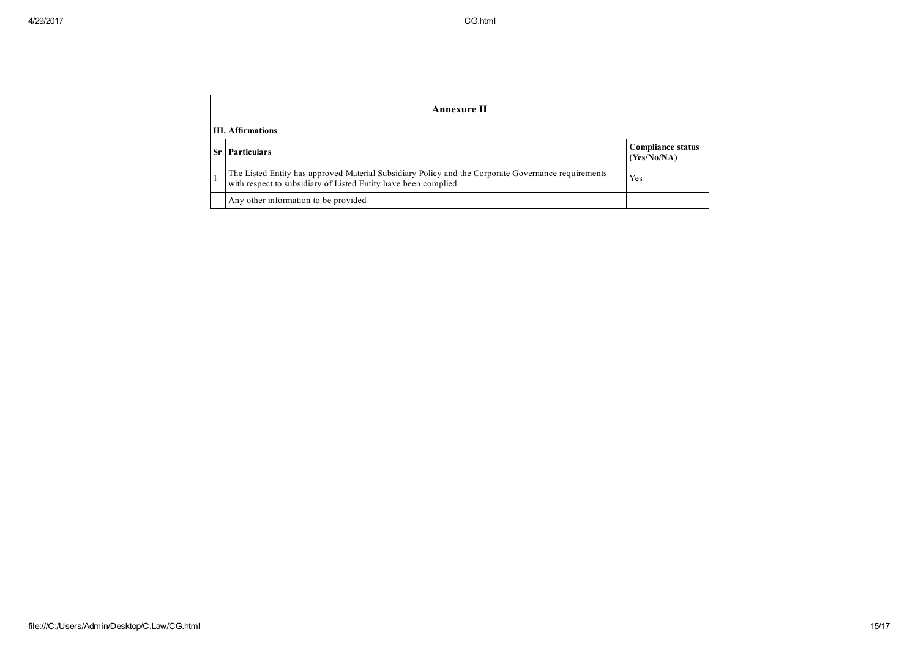| Annexure II | | |
|---|---|---|
| **III. Affirmations** | | |
| **Sr** | **Particulars** | **Compliance status (Yes/No/NA)** |
| 1 | The Listed Entity has approved Material Subsidiary Policy and the Corporate Governance requirements with respect to subsidiary of Listed Entity have been complied | Yes |
| | Any other information to be provided | |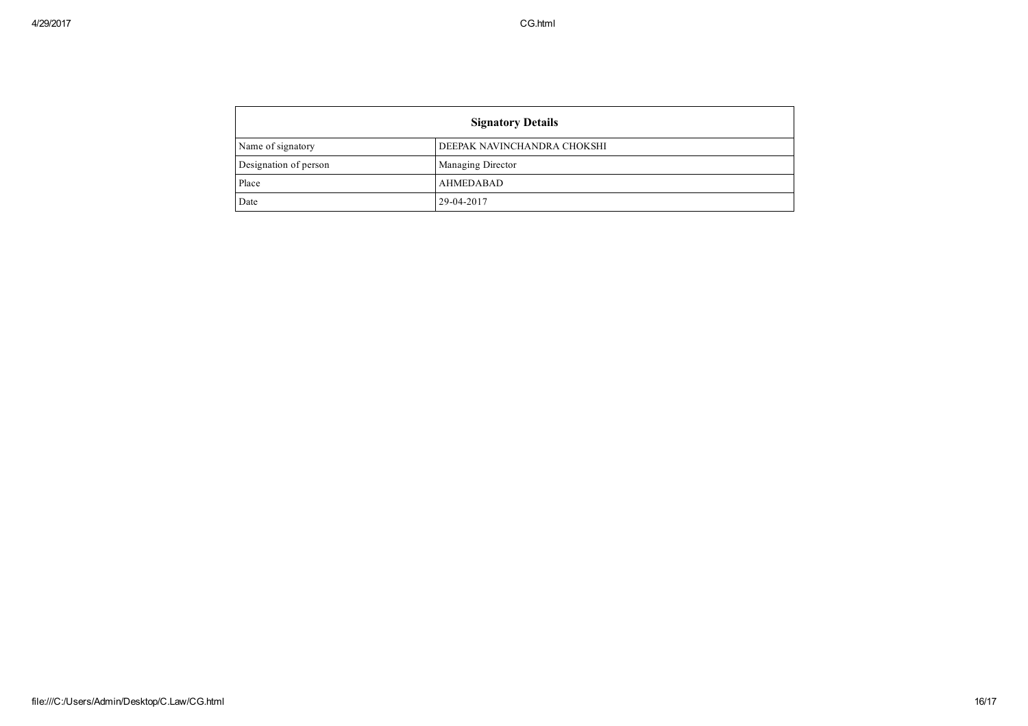| Signatory Details | |
|---|---|
| Name of signatory | DEEPAK NAVINCHANDRA CHOKSHI |
| Designation of person | Managing Director |
| Place | AHMEDABAD |
| Date | 29-04-2017 |